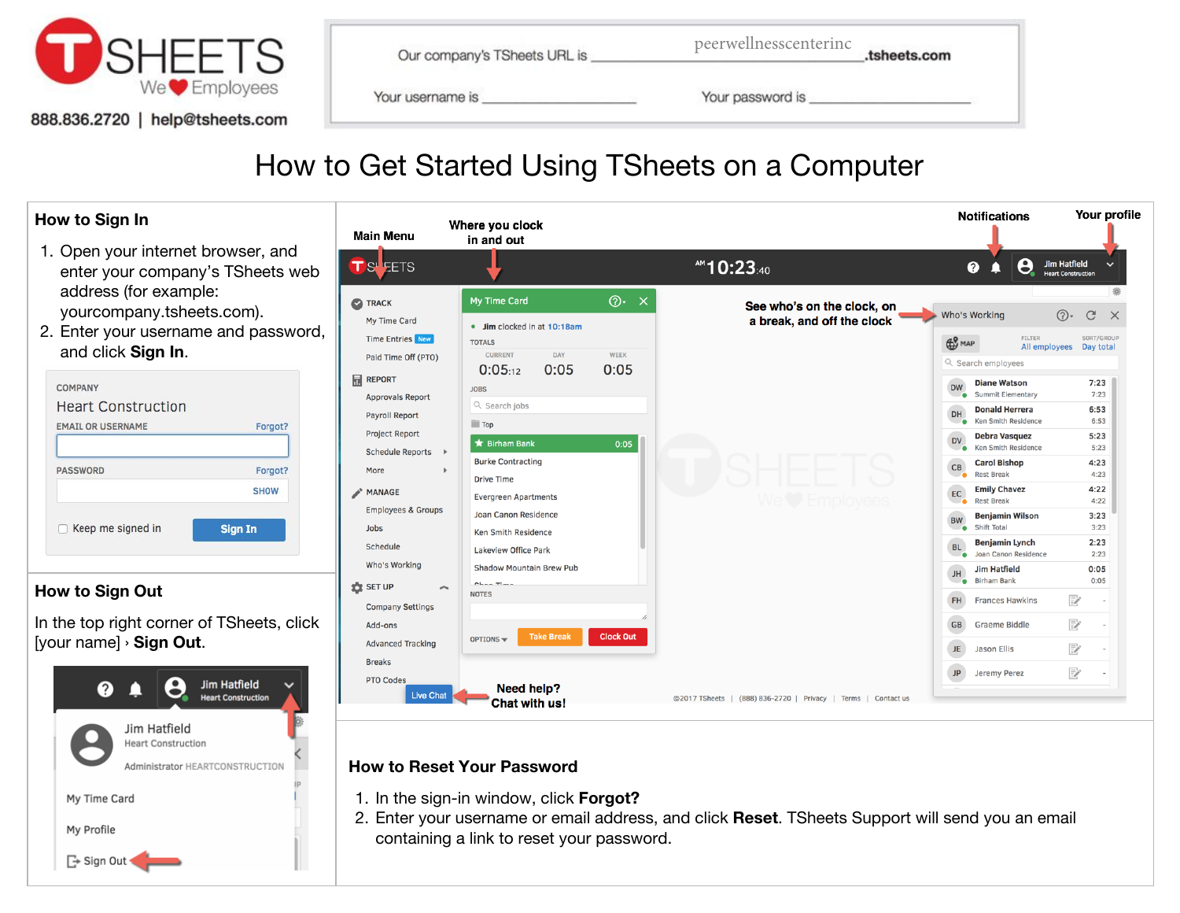TSHEETS We ❤ Employees

888.836.2720 | help@tsheets.com

Our company's TSheets URL is peerwellnesscenterinc.tsheets.com

Your username is ____________________ Your password is ____________________

# How to Get Started Using TSheets on a Computer

## How to Sign In

1. Open your internet browser, and enter your company's TSheets web address (for example: yourcompany.tsheets.com).
2. Enter your username and password, and click **Sign In**.

COMPANY
Heart Construction
EMAIL OR USERNAME — Forgot?
PASSWORD — Forgot? — SHOW
Keep me signed in — Sign In

## How to Sign Out

In the top right corner of TSheets, click [your name] › **Sign Out**.

Main Menu — Where you clock in and out — Notifications — Your profile

See who's on the clock, on a break, and off the clock

Need help? Chat with us!

## How to Reset Your Password

1. In the sign-in window, click **Forgot?**
2. Enter your username or email address, and click **Reset**. TSheets Support will send you an email containing a link to reset your password.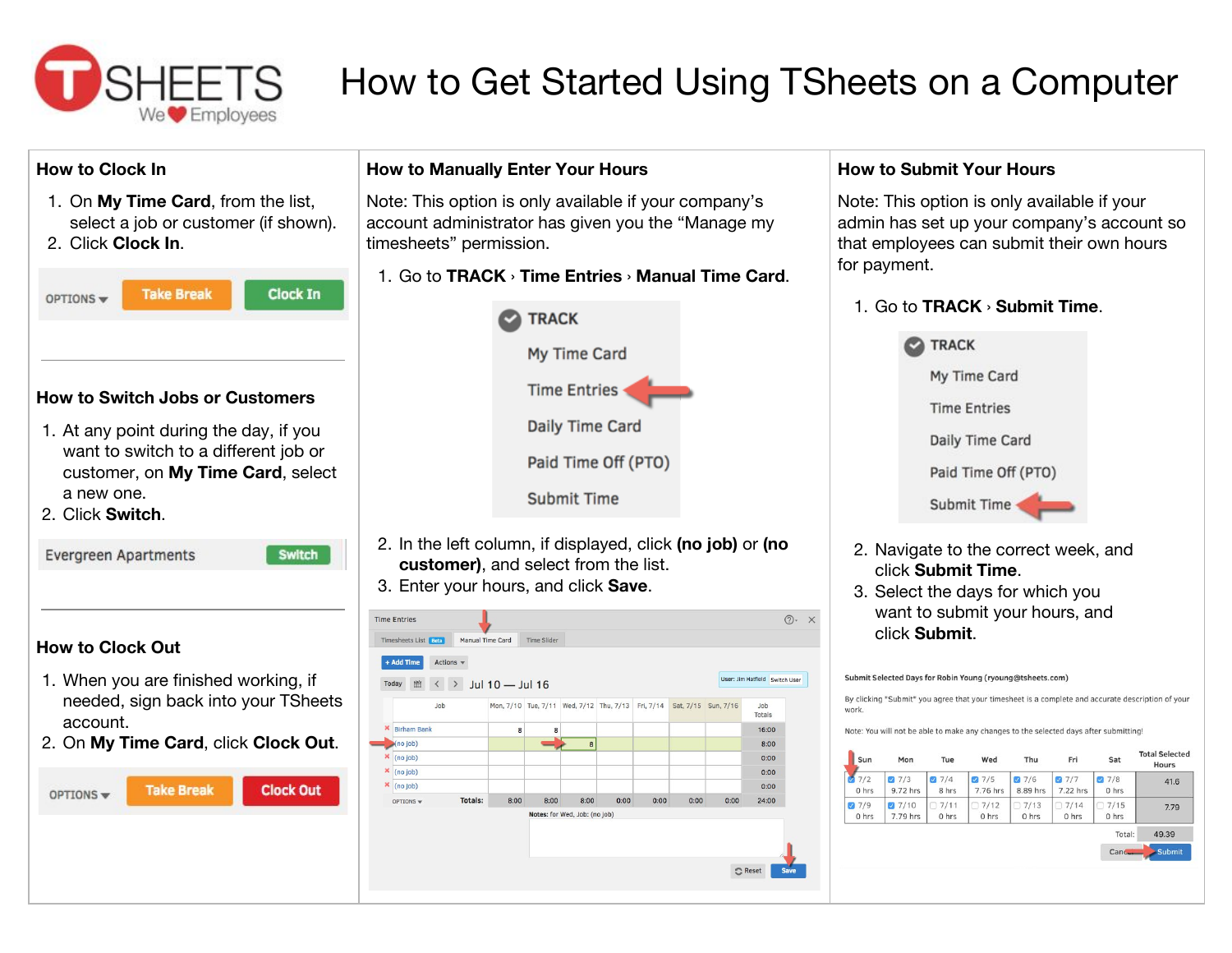# How to Get Started Using TSheets on a Computer

## How to Clock In

1. On **My Time Card**, from the list, select a job or customer (if shown).
2. Click **Clock In**.

OPTIONS Take Break Clock In

## How to Switch Jobs or Customers

1. At any point during the day, if you want to switch to a different job or customer, on **My Time Card**, select a new one.
2. Click **Switch**.

Evergreen Apartments Switch

## How to Clock Out

1. When you are finished working, if needed, sign back into your TSheets account.
2. On **My Time Card**, click **Clock Out**.

OPTIONS Take Break Clock Out

## How to Manually Enter Your Hours

Note: This option is only available if your company's account administrator has given you the "Manage my timesheets" permission.

1. Go to **TRACK** › **Time Entries** › **Manual Time Card**.

TRACK
My Time Card
Time Entries
Daily Time Card
Paid Time Off (PTO)
Submit Time

2. In the left column, if displayed, click **(no job)** or **(no customer)**, and select from the list.
3. Enter your hours, and click **Save**.

## How to Submit Your Hours

Note: This option is only available if your admin has set up your company's account so that employees can submit their own hours for payment.

1. Go to **TRACK** › **Submit Time**.

TRACK
My Time Card
Time Entries
Daily Time Card
Paid Time Off (PTO)
Submit Time

2. Navigate to the correct week, and click **Submit Time**.
3. Select the days for which you want to submit your hours, and click **Submit**.